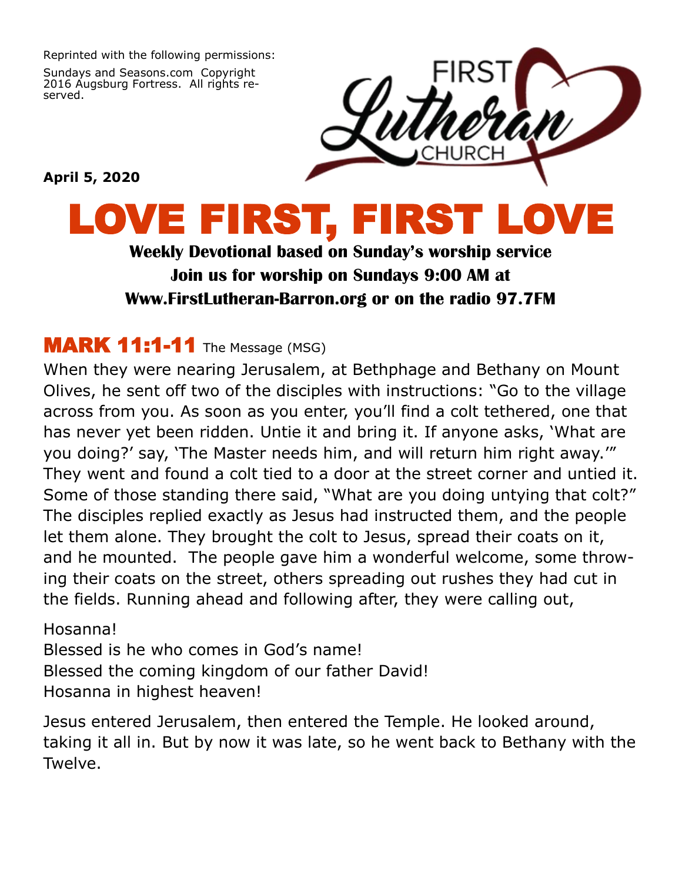Reprinted with the following permissions:

Sundays and Seasons.com Copyright 2016 Augsburg Fortress. All rights reserved.

FIRST Lutheran CHURCH

**April 5, 2020**

# LOVE FIRST, FIRST LOVE

**Weekly Devotional based on Sunday's worship service**
**Join us for worship on Sundays 9:00 AM at**
**Www.FirstLutheran-Barron.org or on the radio 97.7FM**

## MARK 11:1-11 The Message (MSG)

When they were nearing Jerusalem, at Bethphage and Bethany on Mount Olives, he sent off two of the disciples with instructions: "Go to the village across from you. As soon as you enter, you'll find a colt tethered, one that has never yet been ridden. Untie it and bring it. If anyone asks, 'What are you doing?' say, 'The Master needs him, and will return him right away.'" They went and found a colt tied to a door at the street corner and untied it. Some of those standing there said, "What are you doing untying that colt?" The disciples replied exactly as Jesus had instructed them, and the people let them alone. They brought the colt to Jesus, spread their coats on it, and he mounted. The people gave him a wonderful welcome, some throwing their coats on the street, others spreading out rushes they had cut in the fields. Running ahead and following after, they were calling out,

Hosanna!
Blessed is he who comes in God's name!
Blessed the coming kingdom of our father David!
Hosanna in highest heaven!

Jesus entered Jerusalem, then entered the Temple. He looked around, taking it all in. But by now it was late, so he went back to Bethany with the Twelve.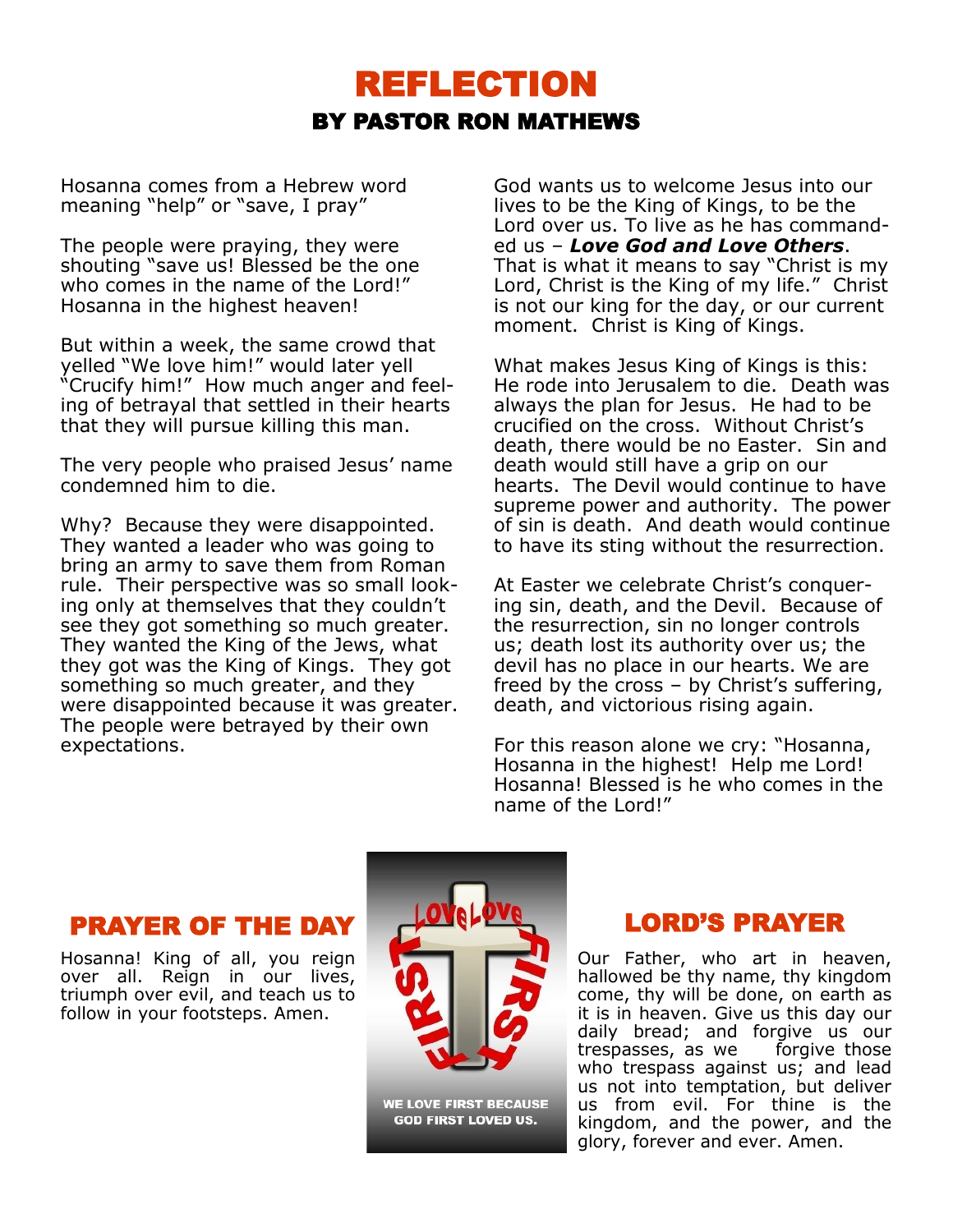# REFLECTION

## BY PASTOR RON MATHEWS

Hosanna comes from a Hebrew word meaning "help" or "save, I pray"

The people were praying, they were shouting "save us! Blessed be the one who comes in the name of the Lord!" Hosanna in the highest heaven!

But within a week, the same crowd that yelled "We love him!" would later yell "Crucify him!" How much anger and feeling of betrayal that settled in their hearts that they will pursue killing this man.

The very people who praised Jesus' name condemned him to die.

Why? Because they were disappointed. They wanted a leader who was going to bring an army to save them from Roman rule. Their perspective was so small looking only at themselves that they couldn't see they got something so much greater. They wanted the King of the Jews, what they got was the King of Kings. They got something so much greater, and they were disappointed because it was greater. The people were betrayed by their own expectations.

God wants us to welcome Jesus into our lives to be the King of Kings, to be the Lord over us. To live as he has commanded us – ***Love God and Love Others***. That is what it means to say "Christ is my Lord, Christ is the King of my life." Christ is not our king for the day, or our current moment. Christ is King of Kings.

What makes Jesus King of Kings is this: He rode into Jerusalem to die. Death was always the plan for Jesus. He had to be crucified on the cross. Without Christ's death, there would be no Easter. Sin and death would still have a grip on our hearts. The Devil would continue to have supreme power and authority. The power of sin is death. And death would continue to have its sting without the resurrection.

At Easter we celebrate Christ's conquering sin, death, and the Devil. Because of the resurrection, sin no longer controls us; death lost its authority over us; the devil has no place in our hearts. We are freed by the cross – by Christ's suffering, death, and victorious rising again.

For this reason alone we cry: "Hosanna, Hosanna in the highest! Help me Lord! Hosanna! Blessed is he who comes in the name of the Lord!"

## PRAYER OF THE DAY

Hosanna! King of all, you reign over all. Reign in our lives, triumph over evil, and teach us to follow in your footsteps. Amen.

LOVE LOVE FIRST FIRST

WE LOVE FIRST BECAUSE GOD FIRST LOVED US.

## LORD'S PRAYER

Our Father, who art in heaven, hallowed be thy name, thy kingdom come, thy will be done, on earth as it is in heaven. Give us this day our daily bread; and forgive us our trespasses, as we forgive those who trespass against us; and lead us not into temptation, but deliver us from evil. For thine is the kingdom, and the power, and the glory, forever and ever. Amen.